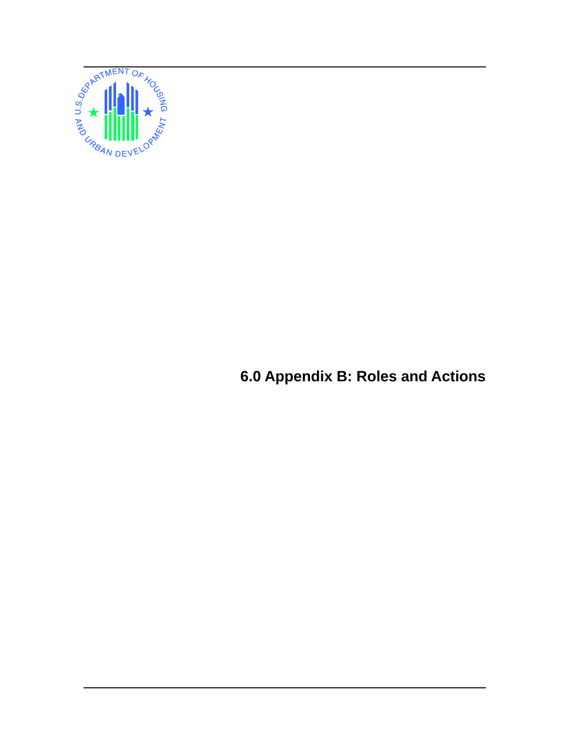# 6.0 Appendix B: Roles and Actions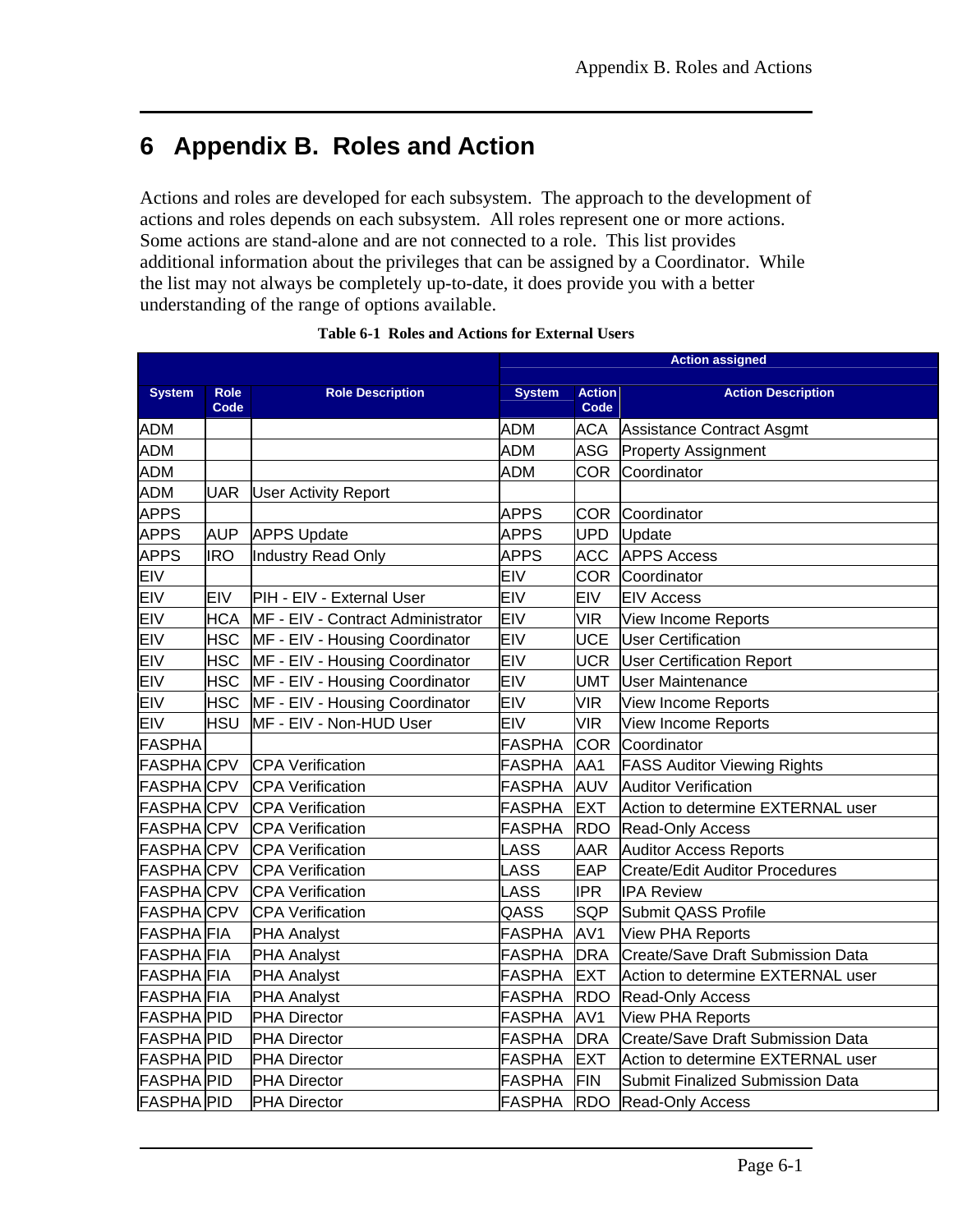# 6 Appendix B. Roles and Action

Actions and roles are developed for each subsystem. The approach to the development of actions and roles depends on each subsystem. All roles represent one or more actions. Some actions are stand-alone and are not connected to a role. This list provides additional information about the privileges that can be assigned by a Coordinator. While the list may not always be completely up-to-date, it does provide you with a better understanding of the range of options available.

**Table 6-1 Roles and Actions for External Users**

| | | | Action assigned | | |
|---|---|---|---|---|---|
| System | Role Code | Role Description | System | Action Code | Action Description |
| ADM | | | ADM | ACA | Assistance Contract Asgmt |
| ADM | | | ADM | ASG | Property Assignment |
| ADM | | | ADM | COR | Coordinator |
| ADM | UAR | User Activity Report | | | |
| APPS | | | APPS | COR | Coordinator |
| APPS | AUP | APPS Update | APPS | UPD | Update |
| APPS | IRO | Industry Read Only | APPS | ACC | APPS Access |
| EIV | | | EIV | COR | Coordinator |
| EIV | EIV | PIH - EIV - External User | EIV | EIV | EIV Access |
| EIV | HCA | MF - EIV - Contract Administrator | EIV | VIR | View Income Reports |
| EIV | HSC | MF - EIV - Housing Coordinator | EIV | UCE | User Certification |
| EIV | HSC | MF - EIV - Housing Coordinator | EIV | UCR | User Certification Report |
| EIV | HSC | MF - EIV - Housing Coordinator | EIV | UMT | User Maintenance |
| EIV | HSC | MF - EIV - Housing Coordinator | EIV | VIR | View Income Reports |
| EIV | HSU | MF - EIV - Non-HUD User | EIV | VIR | View Income Reports |
| FASPHA | | | FASPHA | COR | Coordinator |
| FASPHA | CPV | CPA Verification | FASPHA | AA1 | FASS Auditor Viewing Rights |
| FASPHA | CPV | CPA Verification | FASPHA | AUV | Auditor Verification |
| FASPHA | CPV | CPA Verification | FASPHA | EXT | Action to determine EXTERNAL user |
| FASPHA | CPV | CPA Verification | FASPHA | RDO | Read-Only Access |
| FASPHA | CPV | CPA Verification | LASS | AAR | Auditor Access Reports |
| FASPHA | CPV | CPA Verification | LASS | EAP | Create/Edit Auditor Procedures |
| FASPHA | CPV | CPA Verification | LASS | IPR | IPA Review |
| FASPHA | CPV | CPA Verification | QASS | SQP | Submit QASS Profile |
| FASPHA | FIA | PHA Analyst | FASPHA | AV1 | View PHA Reports |
| FASPHA | FIA | PHA Analyst | FASPHA | DRA | Create/Save Draft Submission Data |
| FASPHA | FIA | PHA Analyst | FASPHA | EXT | Action to determine EXTERNAL user |
| FASPHA | FIA | PHA Analyst | FASPHA | RDO | Read-Only Access |
| FASPHA | PID | PHA Director | FASPHA | AV1 | View PHA Reports |
| FASPHA | PID | PHA Director | FASPHA | DRA | Create/Save Draft Submission Data |
| FASPHA | PID | PHA Director | FASPHA | EXT | Action to determine EXTERNAL user |
| FASPHA | PID | PHA Director | FASPHA | FIN | Submit Finalized Submission Data |
| FASPHA | PID | PHA Director | FASPHA | RDO | Read-Only Access |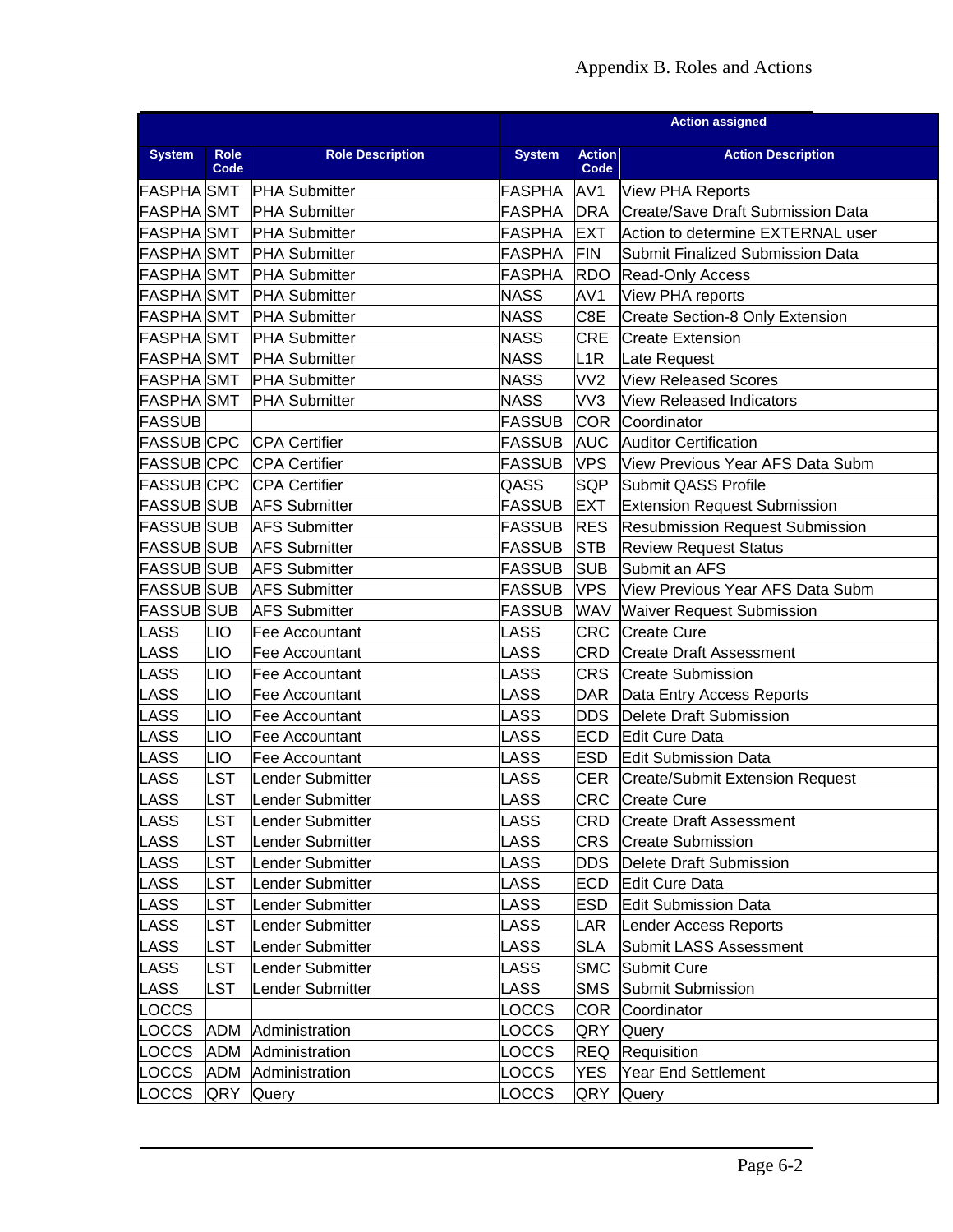| | | | Action assigned | | |
|---|---|---|---|---|---|
| System | Role Code | Role Description | System | Action Code | Action Description |
| FASPHA | SMT | PHA Submitter | FASPHA | AV1 | View PHA Reports |
| FASPHA | SMT | PHA Submitter | FASPHA | DRA | Create/Save Draft Submission Data |
| FASPHA | SMT | PHA Submitter | FASPHA | EXT | Action to determine EXTERNAL user |
| FASPHA | SMT | PHA Submitter | FASPHA | FIN | Submit Finalized Submission Data |
| FASPHA | SMT | PHA Submitter | FASPHA | RDO | Read-Only Access |
| FASPHA | SMT | PHA Submitter | NASS | AV1 | View PHA reports |
| FASPHA | SMT | PHA Submitter | NASS | C8E | Create Section-8 Only Extension |
| FASPHA | SMT | PHA Submitter | NASS | CRE | Create Extension |
| FASPHA | SMT | PHA Submitter | NASS | L1R | Late Request |
| FASPHA | SMT | PHA Submitter | NASS | VV2 | View Released Scores |
| FASPHA | SMT | PHA Submitter | NASS | VV3 | View Released Indicators |
| FASSUB | | | FASSUB | COR | Coordinator |
| FASSUB | CPC | CPA Certifier | FASSUB | AUC | Auditor Certification |
| FASSUB | CPC | CPA Certifier | FASSUB | VPS | View Previous Year AFS Data Subm |
| FASSUB | CPC | CPA Certifier | QASS | SQP | Submit QASS Profile |
| FASSUB | SUB | AFS Submitter | FASSUB | EXT | Extension Request Submission |
| FASSUB | SUB | AFS Submitter | FASSUB | RES | Resubmission Request Submission |
| FASSUB | SUB | AFS Submitter | FASSUB | STB | Review Request Status |
| FASSUB | SUB | AFS Submitter | FASSUB | SUB | Submit an AFS |
| FASSUB | SUB | AFS Submitter | FASSUB | VPS | View Previous Year AFS Data Subm |
| FASSUB | SUB | AFS Submitter | FASSUB | WAV | Waiver Request Submission |
| LASS | LIO | Fee Accountant | LASS | CRC | Create Cure |
| LASS | LIO | Fee Accountant | LASS | CRD | Create Draft Assessment |
| LASS | LIO | Fee Accountant | LASS | CRS | Create Submission |
| LASS | LIO | Fee Accountant | LASS | DAR | Data Entry Access Reports |
| LASS | LIO | Fee Accountant | LASS | DDS | Delete Draft Submission |
| LASS | LIO | Fee Accountant | LASS | ECD | Edit Cure Data |
| LASS | LIO | Fee Accountant | LASS | ESD | Edit Submission Data |
| LASS | LST | Lender Submitter | LASS | CER | Create/Submit Extension Request |
| LASS | LST | Lender Submitter | LASS | CRC | Create Cure |
| LASS | LST | Lender Submitter | LASS | CRD | Create Draft Assessment |
| LASS | LST | Lender Submitter | LASS | CRS | Create Submission |
| LASS | LST | Lender Submitter | LASS | DDS | Delete Draft Submission |
| LASS | LST | Lender Submitter | LASS | ECD | Edit Cure Data |
| LASS | LST | Lender Submitter | LASS | ESD | Edit Submission Data |
| LASS | LST | Lender Submitter | LASS | LAR | Lender Access Reports |
| LASS | LST | Lender Submitter | LASS | SLA | Submit LASS Assessment |
| LASS | LST | Lender Submitter | LASS | SMC | Submit Cure |
| LASS | LST | Lender Submitter | LASS | SMS | Submit Submission |
| LOCCS | | | LOCCS | COR | Coordinator |
| LOCCS | ADM | Administration | LOCCS | QRY | Query |
| LOCCS | ADM | Administration | LOCCS | REQ | Requisition |
| LOCCS | ADM | Administration | LOCCS | YES | Year End Settlement |
| LOCCS | QRY | Query | LOCCS | QRY | Query |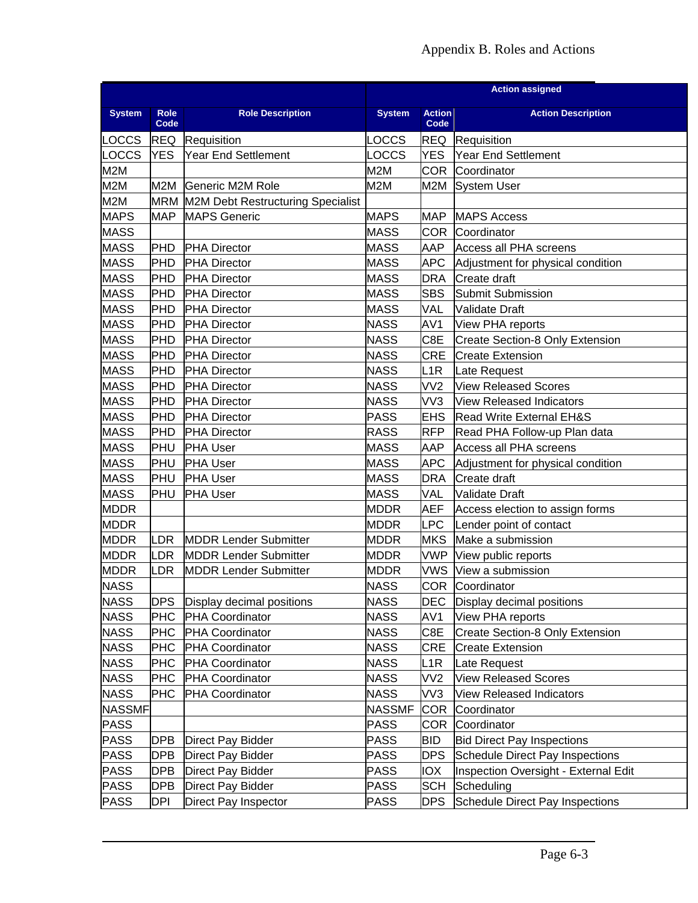| | | | Action assigned | | |
|---|---|---|---|---|---|
| System | Role Code | Role Description | System | Action Code | Action Description |
| LOCCS | REQ | Requisition | LOCCS | REQ | Requisition |
| LOCCS | YES | Year End Settlement | LOCCS | YES | Year End Settlement |
| M2M | | | M2M | COR | Coordinator |
| M2M | M2M | Generic M2M Role | M2M | M2M | System User |
| M2M | MRM | M2M Debt Restructuring Specialist | | | |
| MAPS | MAP | MAPS Generic | MAPS | MAP | MAPS Access |
| MASS | | | MASS | COR | Coordinator |
| MASS | PHD | PHA Director | MASS | AAP | Access all PHA screens |
| MASS | PHD | PHA Director | MASS | APC | Adjustment for physical condition |
| MASS | PHD | PHA Director | MASS | DRA | Create draft |
| MASS | PHD | PHA Director | MASS | SBS | Submit Submission |
| MASS | PHD | PHA Director | MASS | VAL | Validate Draft |
| MASS | PHD | PHA Director | NASS | AV1 | View PHA reports |
| MASS | PHD | PHA Director | NASS | C8E | Create Section-8 Only Extension |
| MASS | PHD | PHA Director | NASS | CRE | Create Extension |
| MASS | PHD | PHA Director | NASS | L1R | Late Request |
| MASS | PHD | PHA Director | NASS | VV2 | View Released Scores |
| MASS | PHD | PHA Director | NASS | VV3 | View Released Indicators |
| MASS | PHD | PHA Director | PASS | EHS | Read Write External EH&S |
| MASS | PHD | PHA Director | RASS | RFP | Read PHA Follow-up Plan data |
| MASS | PHU | PHA User | MASS | AAP | Access all PHA screens |
| MASS | PHU | PHA User | MASS | APC | Adjustment for physical condition |
| MASS | PHU | PHA User | MASS | DRA | Create draft |
| MASS | PHU | PHA User | MASS | VAL | Validate Draft |
| MDDR | | | MDDR | AEF | Access election to assign forms |
| MDDR | | | MDDR | LPC | Lender point of contact |
| MDDR | LDR | MDDR Lender Submitter | MDDR | MKS | Make a submission |
| MDDR | LDR | MDDR Lender Submitter | MDDR | VWP | View public reports |
| MDDR | LDR | MDDR Lender Submitter | MDDR | VWS | View a submission |
| NASS | | | NASS | COR | Coordinator |
| NASS | DPS | Display decimal positions | NASS | DEC | Display decimal positions |
| NASS | PHC | PHA Coordinator | NASS | AV1 | View PHA reports |
| NASS | PHC | PHA Coordinator | NASS | C8E | Create Section-8 Only Extension |
| NASS | PHC | PHA Coordinator | NASS | CRE | Create Extension |
| NASS | PHC | PHA Coordinator | NASS | L1R | Late Request |
| NASS | PHC | PHA Coordinator | NASS | VV2 | View Released Scores |
| NASS | PHC | PHA Coordinator | NASS | VV3 | View Released Indicators |
| NASSMF | | | NASSMF | COR | Coordinator |
| PASS | | | PASS | COR | Coordinator |
| PASS | DPB | Direct Pay Bidder | PASS | BID | Bid Direct Pay Inspections |
| PASS | DPB | Direct Pay Bidder | PASS | DPS | Schedule Direct Pay Inspections |
| PASS | DPB | Direct Pay Bidder | PASS | IOX | Inspection Oversight - External Edit |
| PASS | DPB | Direct Pay Bidder | PASS | SCH | Scheduling |
| PASS | DPI | Direct Pay Inspector | PASS | DPS | Schedule Direct Pay Inspections |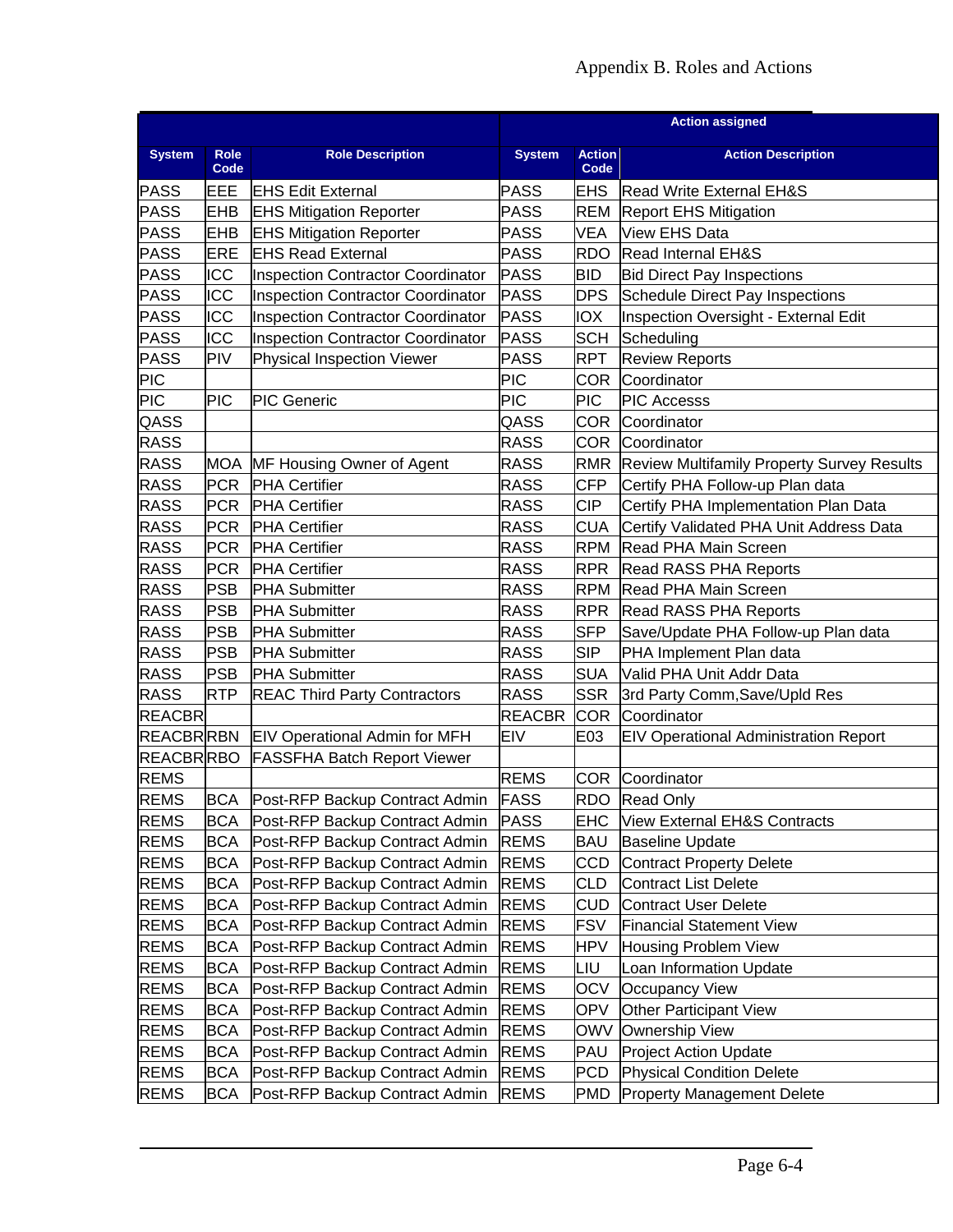| | | | Action assigned | | |
|---|---|---|---|---|---|
| System | Role Code | Role Description | System | Action Code | Action Description |
| PASS | EEE | EHS Edit External | PASS | EHS | Read Write External EH&S |
| PASS | EHB | EHS Mitigation Reporter | PASS | REM | Report EHS Mitigation |
| PASS | EHB | EHS Mitigation Reporter | PASS | VEA | View EHS Data |
| PASS | ERE | EHS Read External | PASS | RDO | Read Internal EH&S |
| PASS | ICC | Inspection Contractor Coordinator | PASS | BID | Bid Direct Pay Inspections |
| PASS | ICC | Inspection Contractor Coordinator | PASS | DPS | Schedule Direct Pay Inspections |
| PASS | ICC | Inspection Contractor Coordinator | PASS | IOX | Inspection Oversight - External Edit |
| PASS | ICC | Inspection Contractor Coordinator | PASS | SCH | Scheduling |
| PASS | PIV | Physical Inspection Viewer | PASS | RPT | Review Reports |
| PIC | | | PIC | COR | Coordinator |
| PIC | PIC | PIC Generic | PIC | PIC | PIC Accesss |
| QASS | | | QASS | COR | Coordinator |
| RASS | | | RASS | COR | Coordinator |
| RASS | MOA | MF Housing Owner of Agent | RASS | RMR | Review Multifamily Property Survey Results |
| RASS | PCR | PHA Certifier | RASS | CFP | Certify PHA Follow-up Plan data |
| RASS | PCR | PHA Certifier | RASS | CIP | Certify PHA Implementation Plan Data |
| RASS | PCR | PHA Certifier | RASS | CUA | Certify Validated PHA Unit Address Data |
| RASS | PCR | PHA Certifier | RASS | RPM | Read PHA Main Screen |
| RASS | PCR | PHA Certifier | RASS | RPR | Read RASS PHA Reports |
| RASS | PSB | PHA Submitter | RASS | RPM | Read PHA Main Screen |
| RASS | PSB | PHA Submitter | RASS | RPR | Read RASS PHA Reports |
| RASS | PSB | PHA Submitter | RASS | SFP | Save/Update PHA Follow-up Plan data |
| RASS | PSB | PHA Submitter | RASS | SIP | PHA Implement Plan data |
| RASS | PSB | PHA Submitter | RASS | SUA | Valid PHA Unit Addr Data |
| RASS | RTP | REAC Third Party Contractors | RASS | SSR | 3rd Party Comm,Save/Upld Res |
| REACBR | | | REACBR | COR | Coordinator |
| REACBR | RBN | EIV Operational Admin for MFH | EIV | E03 | EIV Operational Administration Report |
| REACBR | RBO | FASSFHA Batch Report Viewer | | | |
| REMS | | | REMS | COR | Coordinator |
| REMS | BCA | Post-RFP Backup Contract Admin | FASS | RDO | Read Only |
| REMS | BCA | Post-RFP Backup Contract Admin | PASS | EHC | View External EH&S Contracts |
| REMS | BCA | Post-RFP Backup Contract Admin | REMS | BAU | Baseline Update |
| REMS | BCA | Post-RFP Backup Contract Admin | REMS | CCD | Contract Property Delete |
| REMS | BCA | Post-RFP Backup Contract Admin | REMS | CLD | Contract List Delete |
| REMS | BCA | Post-RFP Backup Contract Admin | REMS | CUD | Contract User Delete |
| REMS | BCA | Post-RFP Backup Contract Admin | REMS | FSV | Financial Statement View |
| REMS | BCA | Post-RFP Backup Contract Admin | REMS | HPV | Housing Problem View |
| REMS | BCA | Post-RFP Backup Contract Admin | REMS | LIU | Loan Information Update |
| REMS | BCA | Post-RFP Backup Contract Admin | REMS | OCV | Occupancy View |
| REMS | BCA | Post-RFP Backup Contract Admin | REMS | OPV | Other Participant View |
| REMS | BCA | Post-RFP Backup Contract Admin | REMS | OWV | Ownership View |
| REMS | BCA | Post-RFP Backup Contract Admin | REMS | PAU | Project Action Update |
| REMS | BCA | Post-RFP Backup Contract Admin | REMS | PCD | Physical Condition Delete |
| REMS | BCA | Post-RFP Backup Contract Admin | REMS | PMD | Property Management Delete |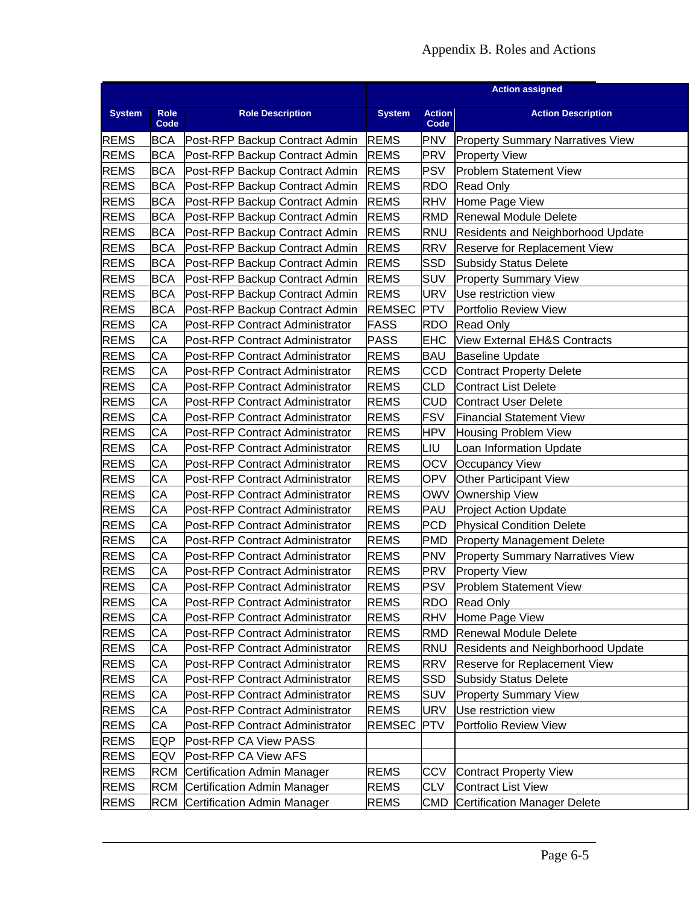| | | | Action assigned | | |
|---|---|---|---|---|---|
| System | Role Code | Role Description | System | Action Code | Action Description |
| REMS | BCA | Post-RFP Backup Contract Admin | REMS | PNV | Property Summary Narratives View |
| REMS | BCA | Post-RFP Backup Contract Admin | REMS | PRV | Property View |
| REMS | BCA | Post-RFP Backup Contract Admin | REMS | PSV | Problem Statement View |
| REMS | BCA | Post-RFP Backup Contract Admin | REMS | RDO | Read Only |
| REMS | BCA | Post-RFP Backup Contract Admin | REMS | RHV | Home Page View |
| REMS | BCA | Post-RFP Backup Contract Admin | REMS | RMD | Renewal Module Delete |
| REMS | BCA | Post-RFP Backup Contract Admin | REMS | RNU | Residents and Neighborhood Update |
| REMS | BCA | Post-RFP Backup Contract Admin | REMS | RRV | Reserve for Replacement View |
| REMS | BCA | Post-RFP Backup Contract Admin | REMS | SSD | Subsidy Status Delete |
| REMS | BCA | Post-RFP Backup Contract Admin | REMS | SUV | Property Summary View |
| REMS | BCA | Post-RFP Backup Contract Admin | REMS | URV | Use restriction view |
| REMS | BCA | Post-RFP Backup Contract Admin | REMSEC | PTV | Portfolio Review View |
| REMS | CA | Post-RFP Contract Administrator | FASS | RDO | Read Only |
| REMS | CA | Post-RFP Contract Administrator | PASS | EHC | View External EH&S Contracts |
| REMS | CA | Post-RFP Contract Administrator | REMS | BAU | Baseline Update |
| REMS | CA | Post-RFP Contract Administrator | REMS | CCD | Contract Property Delete |
| REMS | CA | Post-RFP Contract Administrator | REMS | CLD | Contract List Delete |
| REMS | CA | Post-RFP Contract Administrator | REMS | CUD | Contract User Delete |
| REMS | CA | Post-RFP Contract Administrator | REMS | FSV | Financial Statement View |
| REMS | CA | Post-RFP Contract Administrator | REMS | HPV | Housing Problem View |
| REMS | CA | Post-RFP Contract Administrator | REMS | LIU | Loan Information Update |
| REMS | CA | Post-RFP Contract Administrator | REMS | OCV | Occupancy View |
| REMS | CA | Post-RFP Contract Administrator | REMS | OPV | Other Participant View |
| REMS | CA | Post-RFP Contract Administrator | REMS | OWV | Ownership View |
| REMS | CA | Post-RFP Contract Administrator | REMS | PAU | Project Action Update |
| REMS | CA | Post-RFP Contract Administrator | REMS | PCD | Physical Condition Delete |
| REMS | CA | Post-RFP Contract Administrator | REMS | PMD | Property Management Delete |
| REMS | CA | Post-RFP Contract Administrator | REMS | PNV | Property Summary Narratives View |
| REMS | CA | Post-RFP Contract Administrator | REMS | PRV | Property View |
| REMS | CA | Post-RFP Contract Administrator | REMS | PSV | Problem Statement View |
| REMS | CA | Post-RFP Contract Administrator | REMS | RDO | Read Only |
| REMS | CA | Post-RFP Contract Administrator | REMS | RHV | Home Page View |
| REMS | CA | Post-RFP Contract Administrator | REMS | RMD | Renewal Module Delete |
| REMS | CA | Post-RFP Contract Administrator | REMS | RNU | Residents and Neighborhood Update |
| REMS | CA | Post-RFP Contract Administrator | REMS | RRV | Reserve for Replacement View |
| REMS | CA | Post-RFP Contract Administrator | REMS | SSD | Subsidy Status Delete |
| REMS | CA | Post-RFP Contract Administrator | REMS | SUV | Property Summary View |
| REMS | CA | Post-RFP Contract Administrator | REMS | URV | Use restriction view |
| REMS | CA | Post-RFP Contract Administrator | REMSEC | PTV | Portfolio Review View |
| REMS | EQP | Post-RFP CA View PASS | | | |
| REMS | EQV | Post-RFP CA View AFS | | | |
| REMS | RCM | Certification Admin Manager | REMS | CCV | Contract Property View |
| REMS | RCM | Certification Admin Manager | REMS | CLV | Contract List View |
| REMS | RCM | Certification Admin Manager | REMS | CMD | Certification Manager Delete |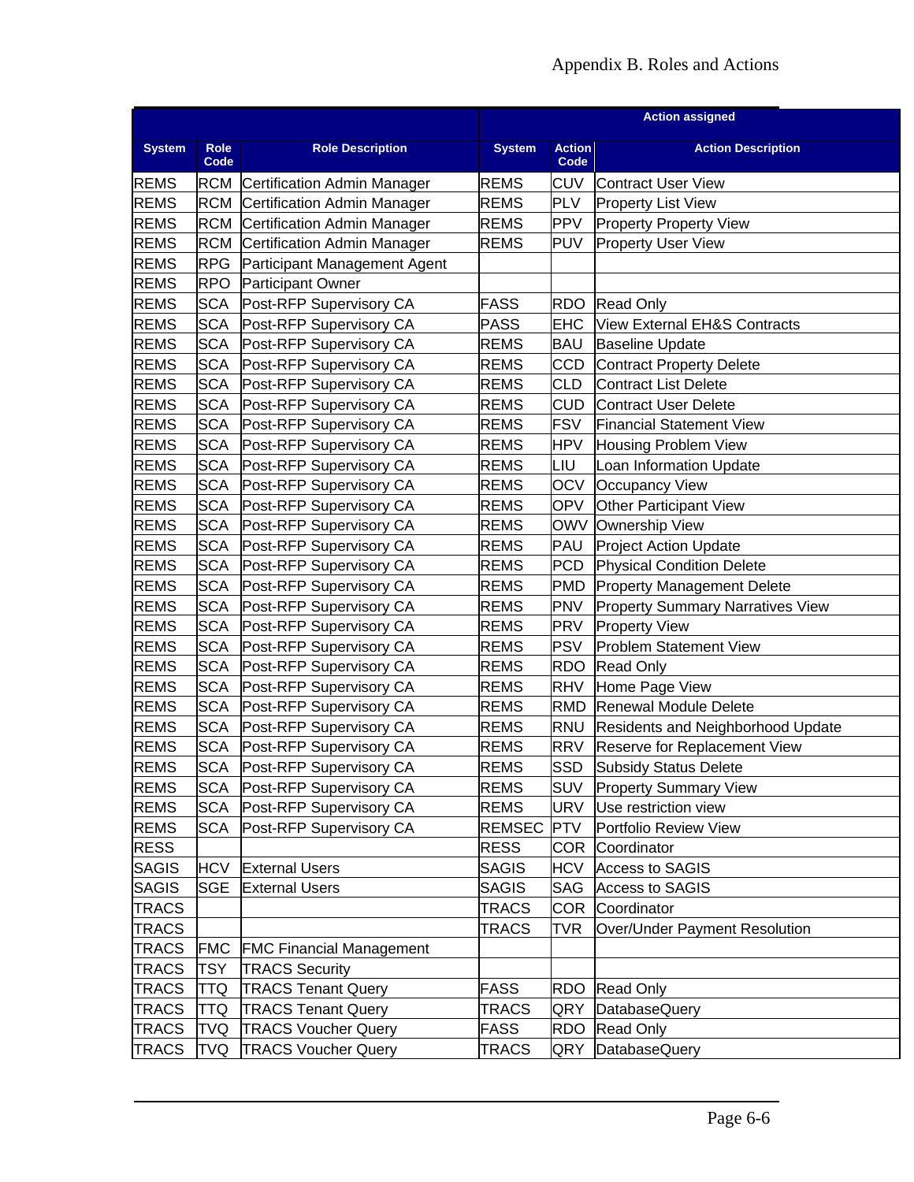| | | | Action assigned | | |
|---|---|---|---|---|---|
| System | Role Code | Role Description | System | Action Code | Action Description |
| REMS | RCM | Certification Admin Manager | REMS | CUV | Contract User View |
| REMS | RCM | Certification Admin Manager | REMS | PLV | Property List View |
| REMS | RCM | Certification Admin Manager | REMS | PPV | Property Property View |
| REMS | RCM | Certification Admin Manager | REMS | PUV | Property User View |
| REMS | RPG | Participant Management Agent | | | |
| REMS | RPO | Participant Owner | | | |
| REMS | SCA | Post-RFP Supervisory CA | FASS | RDO | Read Only |
| REMS | SCA | Post-RFP Supervisory CA | PASS | EHC | View External EH&S Contracts |
| REMS | SCA | Post-RFP Supervisory CA | REMS | BAU | Baseline Update |
| REMS | SCA | Post-RFP Supervisory CA | REMS | CCD | Contract Property Delete |
| REMS | SCA | Post-RFP Supervisory CA | REMS | CLD | Contract List Delete |
| REMS | SCA | Post-RFP Supervisory CA | REMS | CUD | Contract User Delete |
| REMS | SCA | Post-RFP Supervisory CA | REMS | FSV | Financial Statement View |
| REMS | SCA | Post-RFP Supervisory CA | REMS | HPV | Housing Problem View |
| REMS | SCA | Post-RFP Supervisory CA | REMS | LIU | Loan Information Update |
| REMS | SCA | Post-RFP Supervisory CA | REMS | OCV | Occupancy View |
| REMS | SCA | Post-RFP Supervisory CA | REMS | OPV | Other Participant View |
| REMS | SCA | Post-RFP Supervisory CA | REMS | OWV | Ownership View |
| REMS | SCA | Post-RFP Supervisory CA | REMS | PAU | Project Action Update |
| REMS | SCA | Post-RFP Supervisory CA | REMS | PCD | Physical Condition Delete |
| REMS | SCA | Post-RFP Supervisory CA | REMS | PMD | Property Management Delete |
| REMS | SCA | Post-RFP Supervisory CA | REMS | PNV | Property Summary Narratives View |
| REMS | SCA | Post-RFP Supervisory CA | REMS | PRV | Property View |
| REMS | SCA | Post-RFP Supervisory CA | REMS | PSV | Problem Statement View |
| REMS | SCA | Post-RFP Supervisory CA | REMS | RDO | Read Only |
| REMS | SCA | Post-RFP Supervisory CA | REMS | RHV | Home Page View |
| REMS | SCA | Post-RFP Supervisory CA | REMS | RMD | Renewal Module Delete |
| REMS | SCA | Post-RFP Supervisory CA | REMS | RNU | Residents and Neighborhood Update |
| REMS | SCA | Post-RFP Supervisory CA | REMS | RRV | Reserve for Replacement View |
| REMS | SCA | Post-RFP Supervisory CA | REMS | SSD | Subsidy Status Delete |
| REMS | SCA | Post-RFP Supervisory CA | REMS | SUV | Property Summary View |
| REMS | SCA | Post-RFP Supervisory CA | REMS | URV | Use restriction view |
| REMS | SCA | Post-RFP Supervisory CA | REMSEC | PTV | Portfolio Review View |
| RESS | | | RESS | COR | Coordinator |
| SAGIS | HCV | External Users | SAGIS | HCV | Access to SAGIS |
| SAGIS | SGE | External Users | SAGIS | SAG | Access to SAGIS |
| TRACS | | | TRACS | COR | Coordinator |
| TRACS | | | TRACS | TVR | Over/Under Payment Resolution |
| TRACS | FMC | FMC Financial Management | | | |
| TRACS | TSY | TRACS Security | | | |
| TRACS | TTQ | TRACS Tenant Query | FASS | RDO | Read Only |
| TRACS | TTQ | TRACS Tenant Query | TRACS | QRY | DatabaseQuery |
| TRACS | TVQ | TRACS Voucher Query | FASS | RDO | Read Only |
| TRACS | TVQ | TRACS Voucher Query | TRACS | QRY | DatabaseQuery |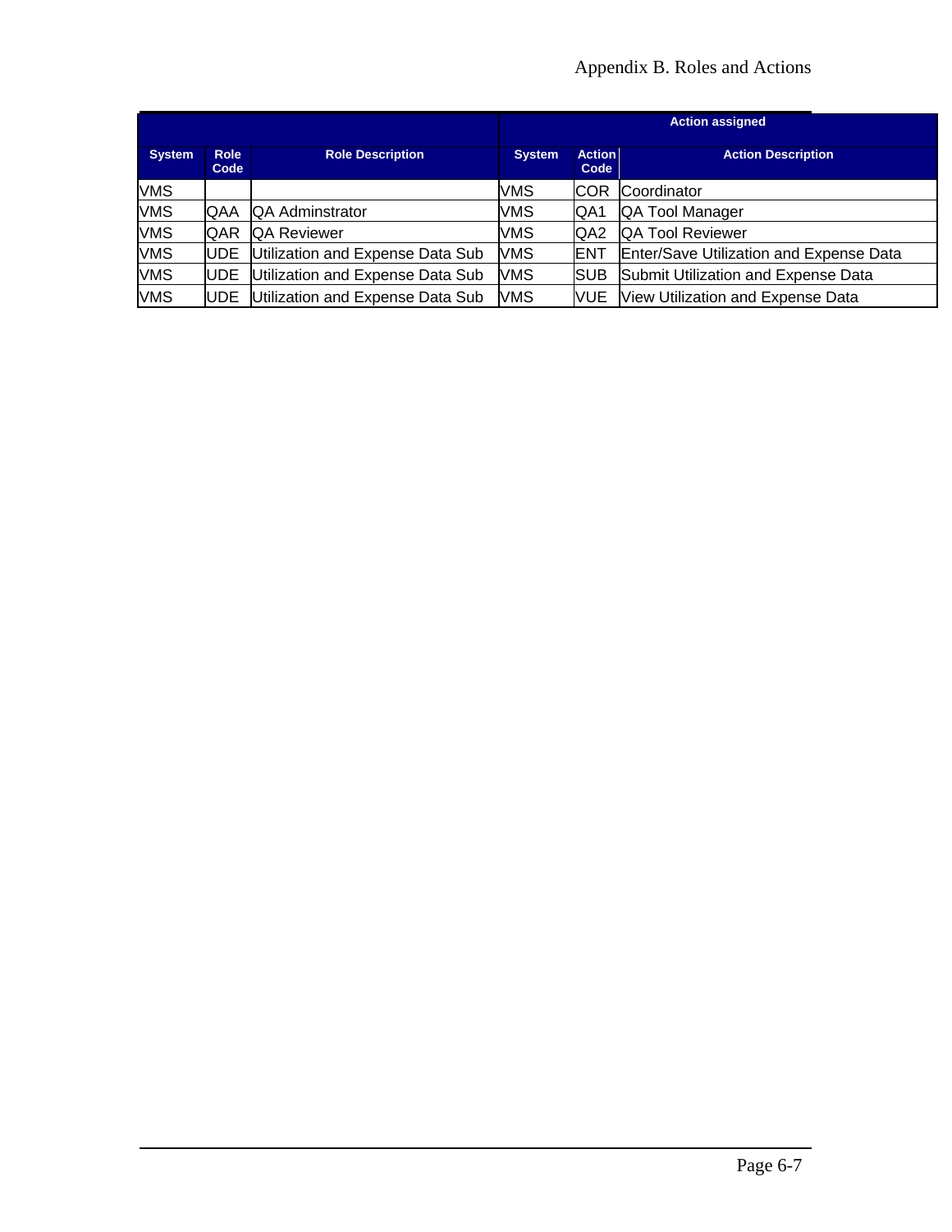| | | | Action assigned | | |
|---|---|---|---|---|---|
| System | Role Code | Role Description | System | Action Code | Action Description |
| VMS | | | VMS | COR | Coordinator |
| VMS | QAA | QA Adminstrator | VMS | QA1 | QA Tool Manager |
| VMS | QAR | QA Reviewer | VMS | QA2 | QA Tool Reviewer |
| VMS | UDE | Utilization and Expense Data Sub | VMS | ENT | Enter/Save Utilization and Expense Data |
| VMS | UDE | Utilization and Expense Data Sub | VMS | SUB | Submit Utilization and Expense Data |
| VMS | UDE | Utilization and Expense Data Sub | VMS | VUE | View Utilization and Expense Data |